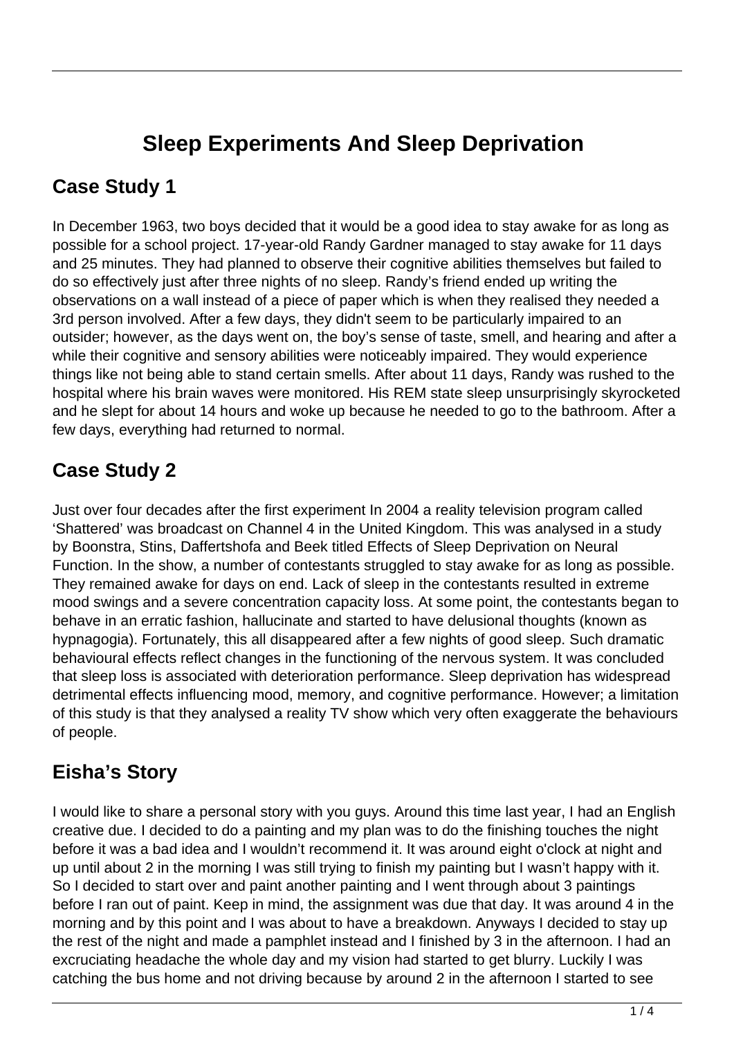# Sleep Experiments And Sleep Deprivation

## Case Study 1

In December 1963, two boys decided that it would be a good idea to stay awake for as long as possible for a school project. 17-year-old Randy Gardner managed to stay awake for 11 days and 25 minutes. They had planned to observe their cognitive abilities themselves but failed to do so effectively just after three nights of no sleep. Randy's friend ended up writing the observations on a wall instead of a piece of paper which is when they realised they needed a 3rd person involved. After a few days, they didn't seem to be particularly impaired to an outsider; however, as the days went on, the boy's sense of taste, smell, and hearing and after a while their cognitive and sensory abilities were noticeably impaired. They would experience things like not being able to stand certain smells. After about 11 days, Randy was rushed to the hospital where his brain waves were monitored. His REM state sleep unsurprisingly skyrocketed and he slept for about 14 hours and woke up because he needed to go to the bathroom. After a few days, everything had returned to normal.

## Case Study 2

Just over four decades after the first experiment In 2004 a reality television program called 'Shattered' was broadcast on Channel 4 in the United Kingdom. This was analysed in a study by Boonstra, Stins, Daffertshofa and Beek titled Effects of Sleep Deprivation on Neural Function. In the show, a number of contestants struggled to stay awake for as long as possible. They remained awake for days on end. Lack of sleep in the contestants resulted in extreme mood swings and a severe concentration capacity loss. At some point, the contestants began to behave in an erratic fashion, hallucinate and started to have delusional thoughts (known as hypnagogia). Fortunately, this all disappeared after a few nights of good sleep. Such dramatic behavioural effects reflect changes in the functioning of the nervous system. It was concluded that sleep loss is associated with deterioration performance. Sleep deprivation has widespread detrimental effects influencing mood, memory, and cognitive performance. However; a limitation of this study is that they analysed a reality TV show which very often exaggerate the behaviours of people.

## Eisha's Story

I would like to share a personal story with you guys. Around this time last year, I had an English creative due. I decided to do a painting and my plan was to do the finishing touches the night before it was a bad idea and I wouldn't recommend it. It was around eight o'clock at night and up until about 2 in the morning I was still trying to finish my painting but I wasn't happy with it. So I decided to start over and paint another painting and I went through about 3 paintings before I ran out of paint. Keep in mind, the assignment was due that day. It was around 4 in the morning and by this point and I was about to have a breakdown. Anyways I decided to stay up the rest of the night and made a pamphlet instead and I finished by 3 in the afternoon. I had an excruciating headache the whole day and my vision had started to get blurry. Luckily I was catching the bus home and not driving because by around 2 in the afternoon I started to see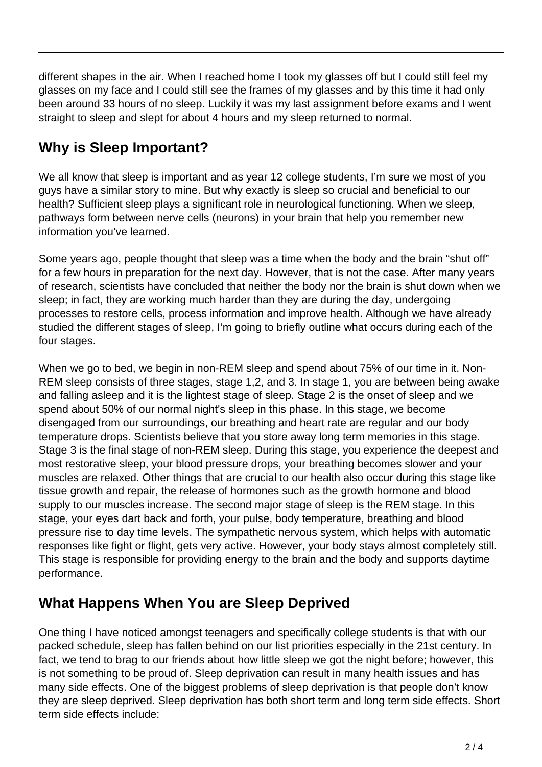different shapes in the air. When I reached home I took my glasses off but I could still feel my glasses on my face and I could still see the frames of my glasses and by this time it had only been around 33 hours of no sleep. Luckily it was my last assignment before exams and I went straight to sleep and slept for about 4 hours and my sleep returned to normal.

## Why is Sleep Important?

We all know that sleep is important and as year 12 college students, I'm sure we most of you guys have a similar story to mine. But why exactly is sleep so crucial and beneficial to our health? Sufficient sleep plays a significant role in neurological functioning. When we sleep, pathways form between nerve cells (neurons) in your brain that help you remember new information you've learned.

Some years ago, people thought that sleep was a time when the body and the brain "shut off" for a few hours in preparation for the next day. However, that is not the case. After many years of research, scientists have concluded that neither the body nor the brain is shut down when we sleep; in fact, they are working much harder than they are during the day, undergoing processes to restore cells, process information and improve health. Although we have already studied the different stages of sleep, I'm going to briefly outline what occurs during each of the four stages.

When we go to bed, we begin in non-REM sleep and spend about 75% of our time in it. Non-REM sleep consists of three stages, stage 1,2, and 3. In stage 1, you are between being awake and falling asleep and it is the lightest stage of sleep. Stage 2 is the onset of sleep and we spend about 50% of our normal night's sleep in this phase. In this stage, we become disengaged from our surroundings, our breathing and heart rate are regular and our body temperature drops. Scientists believe that you store away long term memories in this stage. Stage 3 is the final stage of non-REM sleep. During this stage, you experience the deepest and most restorative sleep, your blood pressure drops, your breathing becomes slower and your muscles are relaxed. Other things that are crucial to our health also occur during this stage like tissue growth and repair, the release of hormones such as the growth hormone and blood supply to our muscles increase. The second major stage of sleep is the REM stage. In this stage, your eyes dart back and forth, your pulse, body temperature, breathing and blood pressure rise to day time levels. The sympathetic nervous system, which helps with automatic responses like fight or flight, gets very active. However, your body stays almost completely still. This stage is responsible for providing energy to the brain and the body and supports daytime performance.

## What Happens When You are Sleep Deprived

One thing I have noticed amongst teenagers and specifically college students is that with our packed schedule, sleep has fallen behind on our list priorities especially in the 21st century. In fact, we tend to brag to our friends about how little sleep we got the night before; however, this is not something to be proud of. Sleep deprivation can result in many health issues and has many side effects. One of the biggest problems of sleep deprivation is that people don't know they are sleep deprived. Sleep deprivation has both short term and long term side effects. Short term side effects include: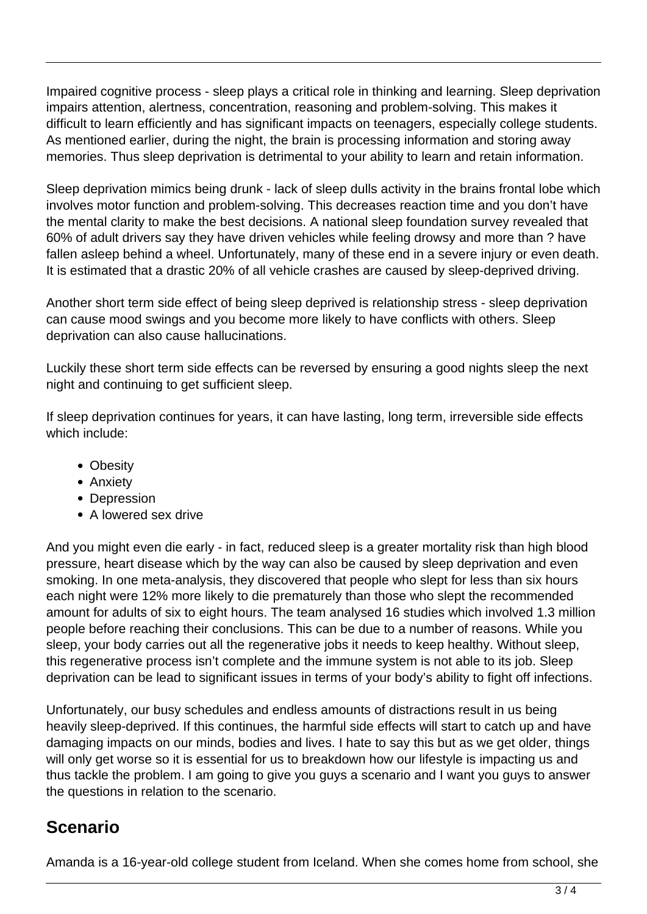Impaired cognitive process - sleep plays a critical role in thinking and learning. Sleep deprivation impairs attention, alertness, concentration, reasoning and problem-solving. This makes it difficult to learn efficiently and has significant impacts on teenagers, especially college students. As mentioned earlier, during the night, the brain is processing information and storing away memories. Thus sleep deprivation is detrimental to your ability to learn and retain information.

Sleep deprivation mimics being drunk - lack of sleep dulls activity in the brains frontal lobe which involves motor function and problem-solving. This decreases reaction time and you don't have the mental clarity to make the best decisions. A national sleep foundation survey revealed that 60% of adult drivers say they have driven vehicles while feeling drowsy and more than ? have fallen asleep behind a wheel. Unfortunately, many of these end in a severe injury or even death. It is estimated that a drastic 20% of all vehicle crashes are caused by sleep-deprived driving.

Another short term side effect of being sleep deprived is relationship stress - sleep deprivation can cause mood swings and you become more likely to have conflicts with others. Sleep deprivation can also cause hallucinations.

Luckily these short term side effects can be reversed by ensuring a good nights sleep the next night and continuing to get sufficient sleep.

If sleep deprivation continues for years, it can have lasting, long term, irreversible side effects which include:

- Obesity
- Anxiety
- Depression
- A lowered sex drive

And you might even die early - in fact, reduced sleep is a greater mortality risk than high blood pressure, heart disease which by the way can also be caused by sleep deprivation and even smoking. In one meta-analysis, they discovered that people who slept for less than six hours each night were 12% more likely to die prematurely than those who slept the recommended amount for adults of six to eight hours. The team analysed 16 studies which involved 1.3 million people before reaching their conclusions. This can be due to a number of reasons. While you sleep, your body carries out all the regenerative jobs it needs to keep healthy. Without sleep, this regenerative process isn't complete and the immune system is not able to its job. Sleep deprivation can be lead to significant issues in terms of your body's ability to fight off infections.

Unfortunately, our busy schedules and endless amounts of distractions result in us being heavily sleep-deprived. If this continues, the harmful side effects will start to catch up and have damaging impacts on our minds, bodies and lives. I hate to say this but as we get older, things will only get worse so it is essential for us to breakdown how our lifestyle is impacting us and thus tackle the problem. I am going to give you guys a scenario and I want you guys to answer the questions in relation to the scenario.

## Scenario

Amanda is a 16-year-old college student from Iceland. When she comes home from school, she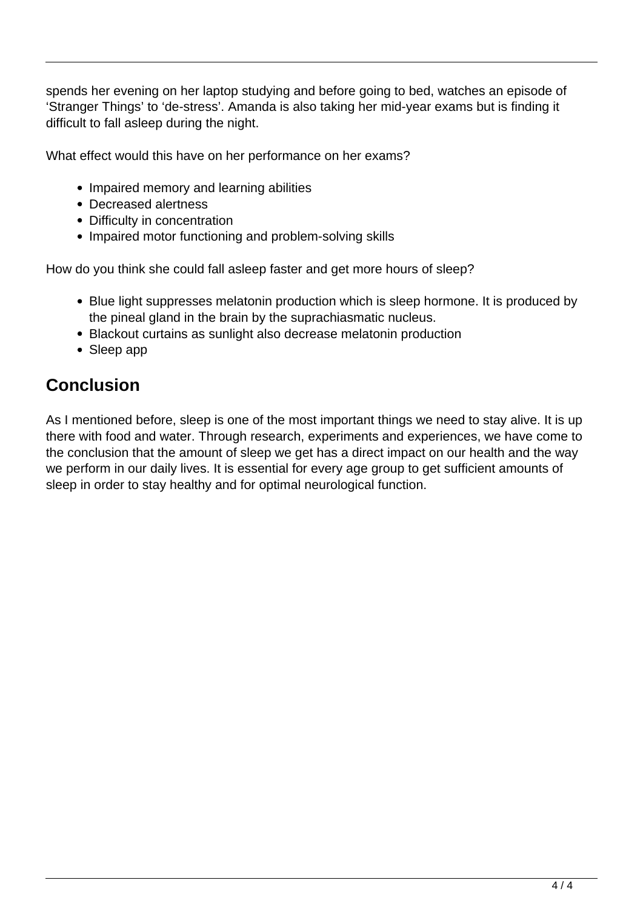spends her evening on her laptop studying and before going to bed, watches an episode of ‘Stranger Things’ to ‘de-stress’. Amanda is also taking her mid-year exams but is finding it difficult to fall asleep during the night.

What effect would this have on her performance on her exams?

- Impaired memory and learning abilities
- Decreased alertness
- Difficulty in concentration
- Impaired motor functioning and problem-solving skills

How do you think she could fall asleep faster and get more hours of sleep?

- Blue light suppresses melatonin production which is sleep hormone. It is produced by the pineal gland in the brain by the suprachiasmatic nucleus.
- Blackout curtains as sunlight also decrease melatonin production
- Sleep app

## Conclusion

As I mentioned before, sleep is one of the most important things we need to stay alive. It is up there with food and water. Through research, experiments and experiences, we have come to the conclusion that the amount of sleep we get has a direct impact on our health and the way we perform in our daily lives. It is essential for every age group to get sufficient amounts of sleep in order to stay healthy and for optimal neurological function.